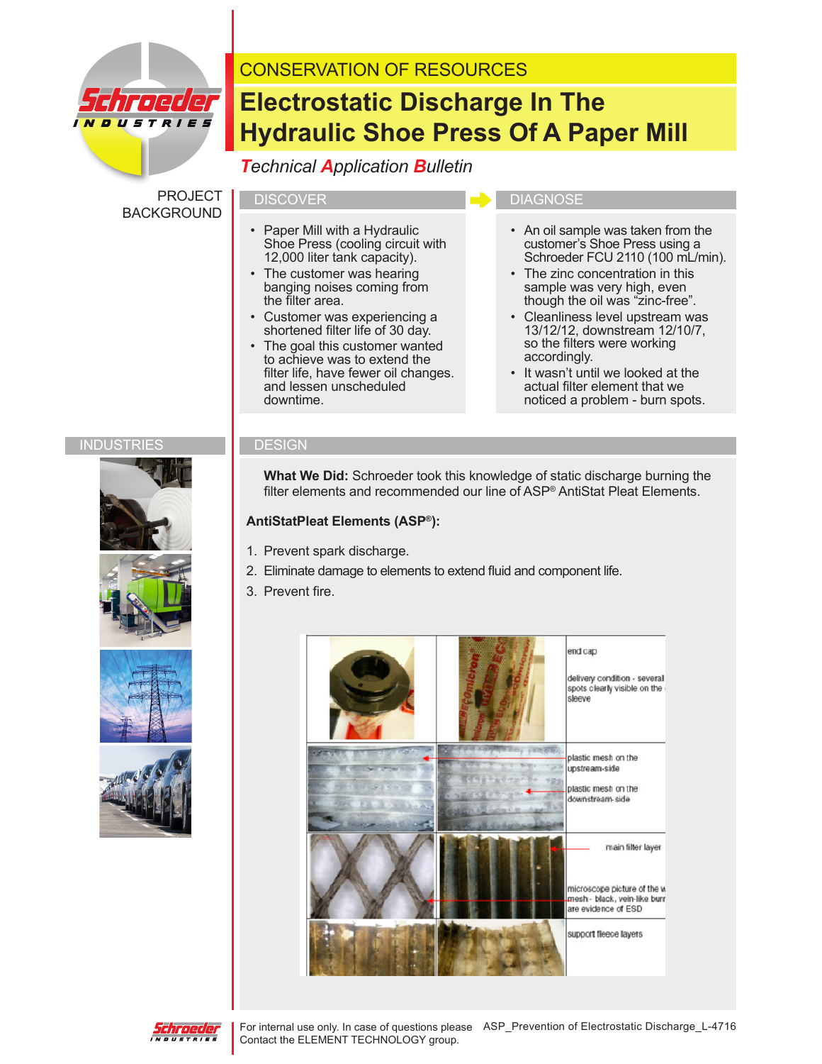CONSERVATION OF RESOURCES

# Electrostatic Discharge In The Hydraulic Shoe Press Of A Paper Mill

*Technical Application Bulletin*

## PROJECT BACKGROUND

### DISCOVER

- Paper Mill with a Hydraulic Shoe Press (cooling circuit with 12,000 liter tank capacity).
- The customer was hearing banging noises coming from the filter area.
- Customer was experiencing a shortened filter life of 30 day.
- The goal this customer wanted to achieve was to extend the filter life, have fewer oil changes. and lessen unscheduled downtime.

### DIAGNOSE

- An oil sample was taken from the customer's Shoe Press using a Schroeder FCU 2110 (100 mL/min).
- The zinc concentration in this sample was very high, even though the oil was "zinc-free".
- Cleanliness level upstream was 13/12/12, downstream 12/10/7, so the filters were working accordingly.
- It wasn't until we looked at the actual filter element that we noticed a problem - burn spots.

## INDUSTRIES

## DESIGN

**What We Did:** Schroeder took this knowledge of static discharge burning the filter elements and recommended our line of ASP® AntiStat Pleat Elements.

**AntiStatPleat Elements (ASP®):**

1. Prevent spark discharge.
2. Eliminate damage to elements to extend fluid and component life.
3. Prevent fire.

end cap

delivery condition - several spots clearly visible on the sleeve

plastic mesh on the upstream-side

plastic mesh on the downstream-side

main filter layer

microscope picture of the mesh - black, vein-like burn are evidence of ESD

support fleece layers

For internal use only. In case of questions please Contact the ELEMENT TECHNOLOGY group.

ASP_Prevention of Electrostatic Discharge_L-4716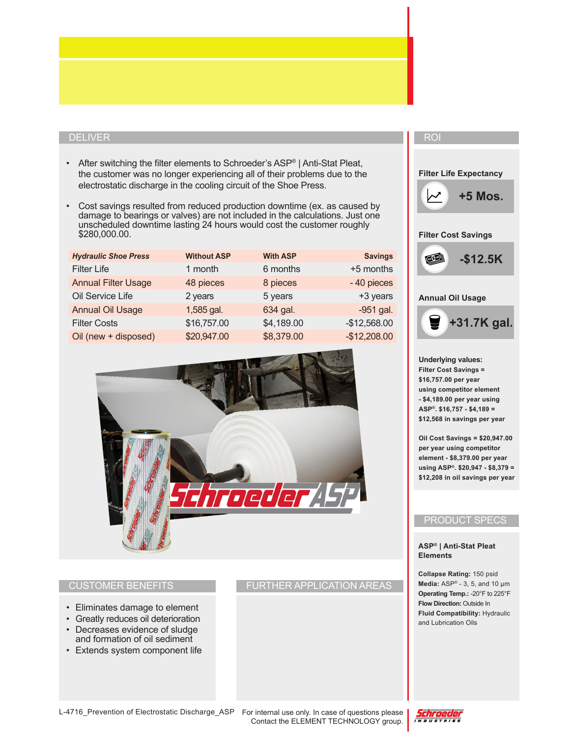## DELIVER

- After switching the filter elements to Schroeder's ASP® | Anti-Stat Pleat, the customer was no longer experiencing all of their problems due to the electrostatic discharge in the cooling circuit of the Shoe Press.
- Cost savings resulted from reduced production downtime (ex. as caused by damage to bearings or valves) are not included in the calculations. Just one unscheduled downtime lasting 24 hours would cost the customer roughly $280,000.00.

| *Hydraulic Shoe Press* | Without ASP | With ASP | Savings |
|---|---|---|---|
| Filter Life | 1 month | 6 months | +5 months |
| Annual Filter Usage | 48 pieces | 8 pieces | - 40 pieces |
| Oil Service Life | 2 years | 5 years | +3 years |
| Annual Oil Usage | 1,585 gal. | 634 gal. | -951 gal. |
| Filter Costs | $16,757.00 | $4,189.00 | -$12,568.00 |
| Oil (new + disposed) | $20,947.00 | $8,379.00 | -$12,208.00 |

## ROI

**Filter Life Expectancy**

**+5 Mos.**

**Filter Cost Savings**

**-$12.5K**

**Annual Oil Usage**

**+31.7K gal.**

**Underlying values:**
**Filter Cost Savings = $16,757.00 per year using competitor element - $4,189.00 per year using ASP®. $16,757 - $4,189 = $12,568 in savings per year**

**Oil Cost Savings = $20,947.00 per year using competitor element - $8,379.00 per year using ASP®. $20,947 - $8,379 = $12,208 in oil savings per year**

## CUSTOMER BENEFITS

- Eliminates damage to element
- Greatly reduces oil deterioration
- Decreases evidence of sludge and formation of oil sediment
- Extends system component life

## FURTHER APPLICATION AREAS

## PRODUCT SPECS

**ASP® | Anti-Stat Pleat Elements**

**Collapse Rating:** 150 psid
**Media:** ASP® - 3, 5, and 10 µm
**Operating Temp.:** -20°F to 225°F
**Flow Direction:** Outside In
**Fluid Compatibility:** Hydraulic and Lubrication Oils

L-4716_Prevention of Electrostatic Discharge_ASP

For internal use only. In case of questions please Contact the ELEMENT TECHNOLOGY group.